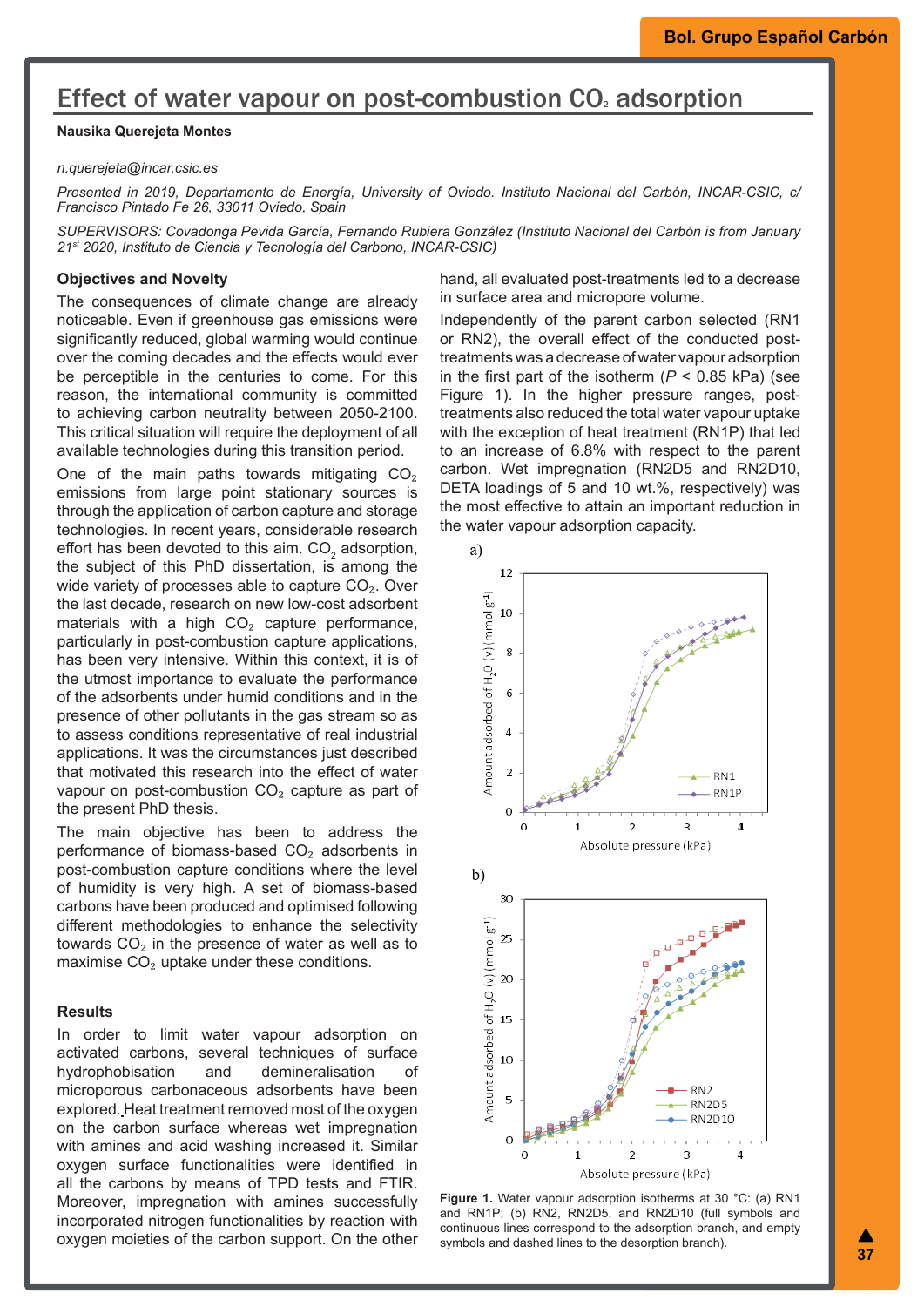# Effect of water vapour on post-combustion $CO_2$ adsorption

**Nausika Querejeta Montes**

*n.querejeta@incar.csic.es*

*Presented in 2019, Departamento de Energía, University of Oviedo. Instituto Nacional del Carbón, INCAR-CSIC, c/ Francisco Pintado Fe 26, 33011 Oviedo, Spain*

*SUPERVISORS: Covadonga Pevida García, Fernando Rubiera González (Instituto Nacional del Carbón is from January 21st 2020, Instituto de Ciencia y Tecnología del Carbono, INCAR-CSIC)*

### Objectives and Novelty

The consequences of climate change are already noticeable. Even if greenhouse gas emissions were significantly reduced, global warming would continue over the coming decades and the effects would ever be perceptible in the centuries to come. For this reason, the international community is committed to achieving carbon neutrality between 2050-2100. This critical situation will require the deployment of all available technologies during this transition period.

One of the main paths towards mitigating $CO_2$ emissions from large point stationary sources is through the application of carbon capture and storage technologies. In recent years, considerable research effort has been devoted to this aim. $CO_2$ adsorption, the subject of this PhD dissertation, is among the wide variety of processes able to capture $CO_2$. Over the last decade, research on new low-cost adsorbent materials with a high $CO_2$ capture performance, particularly in post-combustion capture applications, has been very intensive. Within this context, it is of the utmost importance to evaluate the performance of the adsorbents under humid conditions and in the presence of other pollutants in the gas stream so as to assess conditions representative of real industrial applications. It was the circumstances just described that motivated this research into the effect of water vapour on post-combustion $CO_2$ capture as part of the present PhD thesis.

The main objective has been to address the performance of biomass-based $CO_2$ adsorbents in post-combustion capture conditions where the level of humidity is very high. A set of biomass-based carbons have been produced and optimised following different methodologies to enhance the selectivity towards $CO_2$ in the presence of water as well as to maximise $CO_2$ uptake under these conditions.

### Results

In order to limit water vapour adsorption on activated carbons, several techniques of surface hydrophobisation and demineralisation of microporous carbonaceous adsorbents have been explored. Heat treatment removed most of the oxygen on the carbon surface whereas wet impregnation with amines and acid washing increased it. Similar oxygen surface functionalities were identified in all the carbons by means of TPD tests and FTIR. Moreover, impregnation with amines successfully incorporated nitrogen functionalities by reaction with oxygen moieties of the carbon support. On the other hand, all evaluated post-treatments led to a decrease in surface area and micropore volume.

Independently of the parent carbon selected (RN1 or RN2), the overall effect of the conducted post-treatments was a decrease of water vapour adsorption in the first part of the isotherm ($P$ < 0.85 kPa) (see Figure 1). In the higher pressure ranges, post-treatments also reduced the total water vapour uptake with the exception of heat treatment (RN1P) that led to an increase of 6.8% with respect to the parent carbon. Wet impregnation (RN2D5 and RN2D10, DETA loadings of 5 and 10 wt.%, respectively) was the most effective to attain an important reduction in the water vapour adsorption capacity.

**Figure 1.** Water vapour adsorption isotherms at 30 °C: (a) RN1 and RN1P; (b) RN2, RN2D5, and RN2D10 (full symbols and continuous lines correspond to the adsorption branch, and empty symbols and dashed lines to the desorption branch).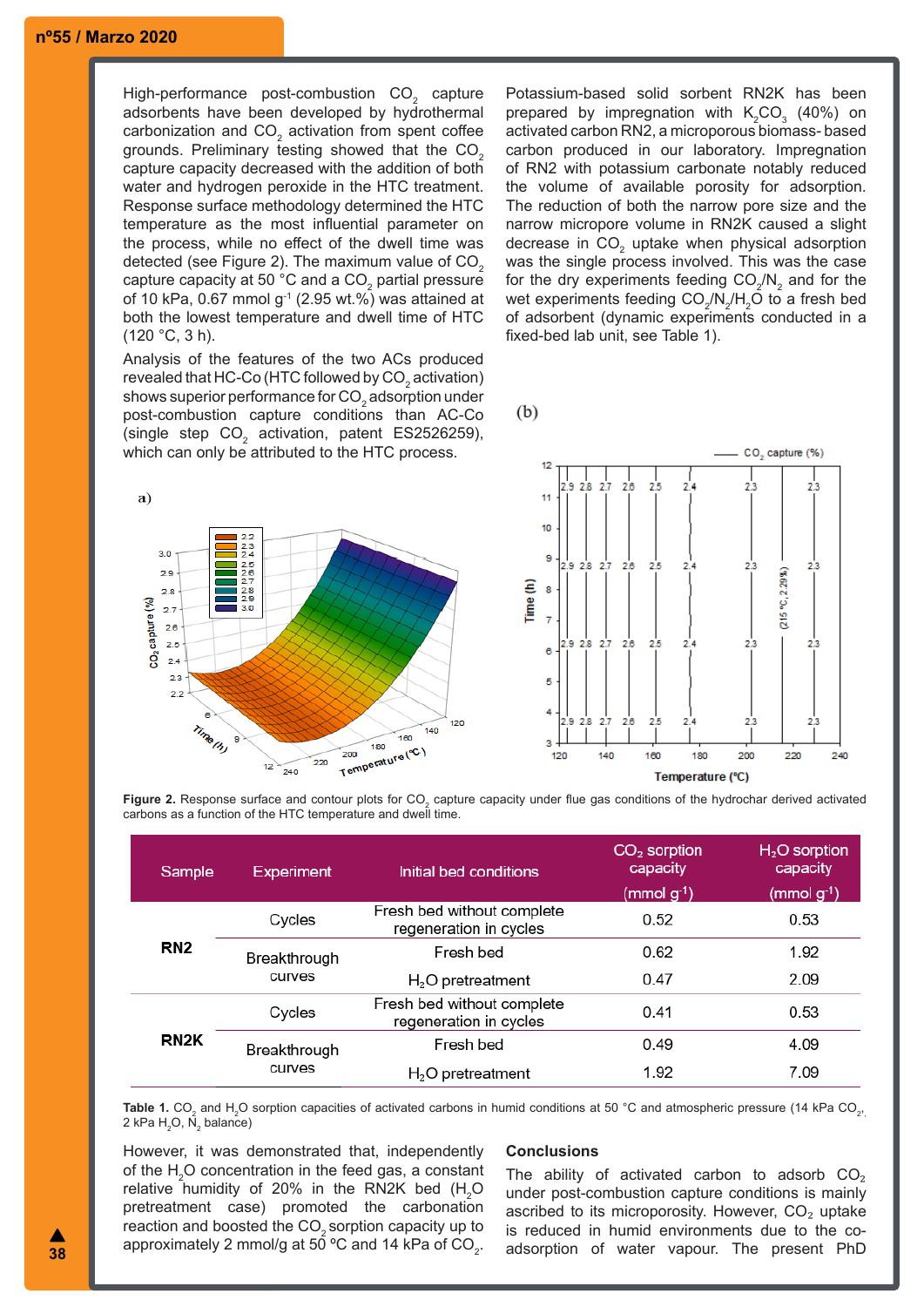High-performance post-combustion $CO_2$ capture adsorbents have been developed by hydrothermal carbonization and $CO_2$ activation from spent coffee grounds. Preliminary testing showed that the $CO_2$ capture capacity decreased with the addition of both water and hydrogen peroxide in the HTC treatment. Response surface methodology determined the HTC temperature as the most influential parameter on the process, while no effect of the dwell time was detected (see Figure 2). The maximum value of $CO_2$ capture capacity at 50 °C and a $CO_2$ partial pressure of 10 kPa, 0.67 mmol $g^{-1}$ (2.95 wt.%) was attained at both the lowest temperature and dwell time of HTC (120 °C, 3 h).

Analysis of the features of the two ACs produced revealed that HC-Co (HTC followed by $CO_2$ activation) shows superior performance for $CO_2$ adsorption under post-combustion capture conditions than AC-Co (single step $CO_2$ activation, patent ES2526259), which can only be attributed to the HTC process.

Potassium-based solid sorbent RN2K has been prepared by impregnation with $K_2CO_3$ (40%) on activated carbon RN2, a microporous biomass-based carbon produced in our laboratory. Impregnation of RN2 with potassium carbonate notably reduced the volume of available porosity for adsorption. The reduction of both the narrow pore size and the narrow micropore volume in RN2K caused a slight decrease in $CO_2$ uptake when physical adsorption was the single process involved. This was the case for the dry experiments feeding $CO_2/N_2$ and for the wet experiments feeding $CO_2/N_2/H_2O$ to a fresh bed of adsorbent (dynamic experiments conducted in a fixed-bed lab unit, see Table 1).

**Figure 2.** Response surface and contour plots for $CO_2$ capture capacity under flue gas conditions of the hydrochar derived activated carbons as a function of the HTC temperature and dwell time.

| Sample | Experiment | Initial bed conditions | $CO_2$ sorption capacity (mmol $g^{-1}$) | $H_2O$ sorption capacity (mmol $g^{-1}$) |
|---|---|---|---|---|
| RN2 | Cycles | Fresh bed without complete regeneration in cycles | 0.52 | 0.53 |
| | Breakthrough curves | Fresh bed | 0.62 | 1.92 |
| | | $H_2O$ pretreatment | 0.47 | 2.09 |
| RN2K | Cycles | Fresh bed without complete regeneration in cycles | 0.41 | 0.53 |
| | Breakthrough curves | Fresh bed | 0.49 | 4.09 |
| | | $H_2O$ pretreatment | 1.92 | 7.09 |

**Table 1.** $CO_2$ and $H_2O$ sorption capacities of activated carbons in humid conditions at 50 °C and atmospheric pressure (14 kPa $CO_2$, 2 kPa $H_2O$, $N_2$ balance)

However, it was demonstrated that, independently of the $H_2O$ concentration in the feed gas, a constant relative humidity of 20% in the RN2K bed ($H_2O$ pretreatment case) promoted the carbonation reaction and boosted the $CO_2$ sorption capacity up to approximately 2 mmol/g at 50 ºC and 14 kPa of $CO_2$.

## Conclusions

The ability of activated carbon to adsorb $CO_2$ under post-combustion capture conditions is mainly ascribed to its microporosity. However, $CO_2$ uptake is reduced in humid environments due to the co-adsorption of water vapour. The present PhD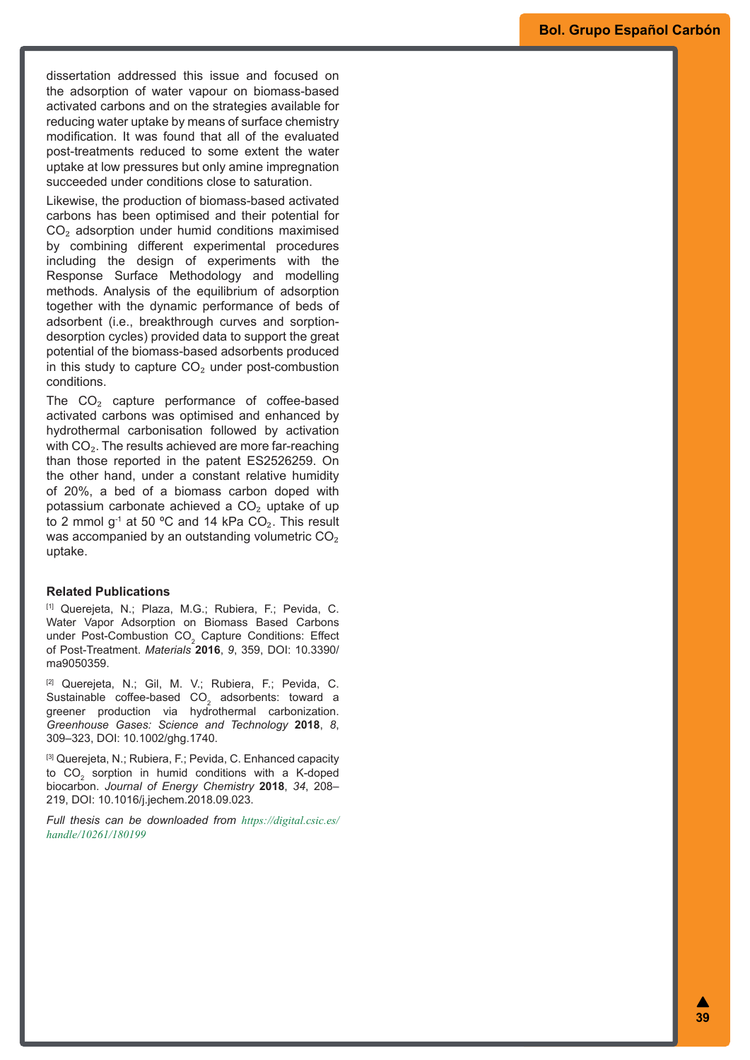dissertation addressed this issue and focused on the adsorption of water vapour on biomass-based activated carbons and on the strategies available for reducing water uptake by means of surface chemistry modification. It was found that all of the evaluated post-treatments reduced to some extent the water uptake at low pressures but only amine impregnation succeeded under conditions close to saturation.

Likewise, the production of biomass-based activated carbons has been optimised and their potential for $CO_2$ adsorption under humid conditions maximised by combining different experimental procedures including the design of experiments with the Response Surface Methodology and modelling methods. Analysis of the equilibrium of adsorption together with the dynamic performance of beds of adsorbent (i.e., breakthrough curves and sorption-desorption cycles) provided data to support the great potential of the biomass-based adsorbents produced in this study to capture $CO_2$ under post-combustion conditions.

The $CO_2$ capture performance of coffee-based activated carbons was optimised and enhanced by hydrothermal carbonisation followed by activation with $CO_2$. The results achieved are more far-reaching than those reported in the patent ES2526259. On the other hand, under a constant relative humidity of 20%, a bed of a biomass carbon doped with potassium carbonate achieved a $CO_2$ uptake of up to 2 mmol $g^{-1}$ at 50 ºC and 14 kPa $CO_2$. This result was accompanied by an outstanding volumetric $CO_2$ uptake.

### Related Publications

[1] Querejeta, N.; Plaza, M.G.; Rubiera, F.; Pevida, C. Water Vapor Adsorption on Biomass Based Carbons under Post-Combustion $CO_2$ Capture Conditions: Effect of Post-Treatment. *Materials* **2016**, *9*, 359, DOI: 10.3390/ma9050359.

[2] Querejeta, N.; Gil, M. V.; Rubiera, F.; Pevida, C. Sustainable coffee-based $CO_2$ adsorbents: toward a greener production via hydrothermal carbonization. *Greenhouse Gases: Science and Technology* **2018**, *8*, 309–323, DOI: 10.1002/ghg.1740.

[3] Querejeta, N.; Rubiera, F.; Pevida, C. Enhanced capacity to $CO_2$ sorption in humid conditions with a K-doped biocarbon. *Journal of Energy Chemistry* **2018**, *34*, 208–219, DOI: 10.1016/j.jechem.2018.09.023.

*Full thesis can be downloaded from https://digital.csic.es/handle/10261/180199*